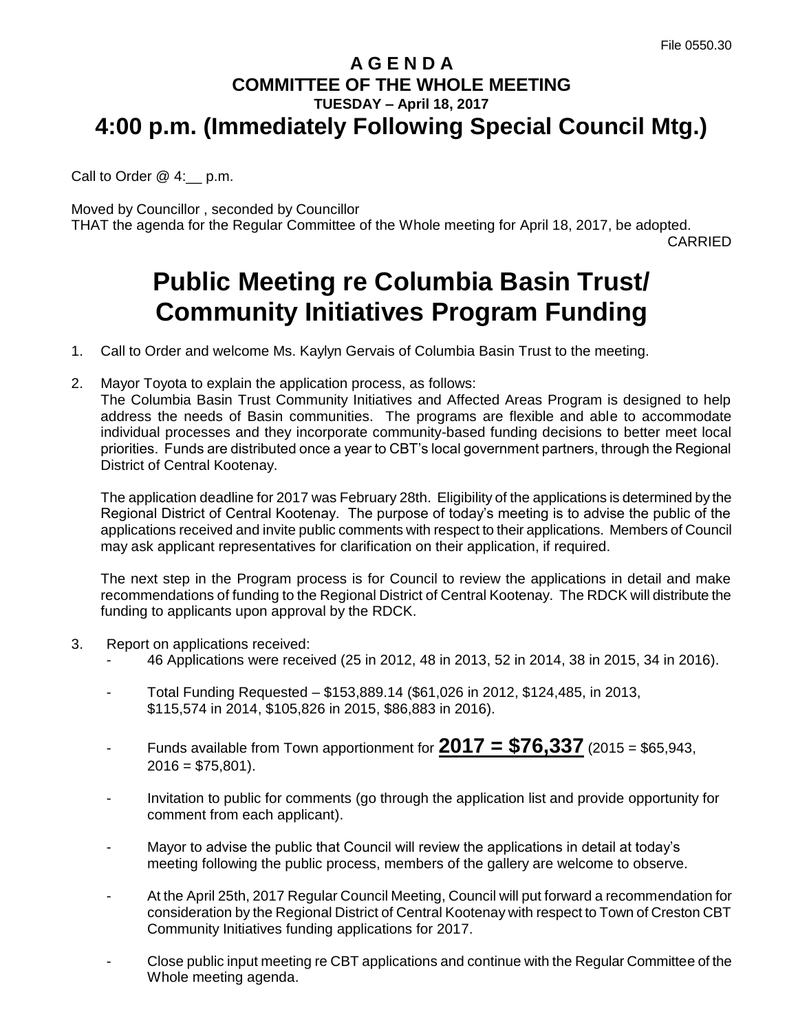File 0550.30

# A G E N D A
## COMMITTEE OF THE WHOLE MEETING
### TUESDAY – April 18, 2017
# 4:00 p.m. (Immediately Following Special Council Mtg.)

Call to Order @ 4:__ p.m.

Moved by Councillor , seconded by Councillor
THAT the agenda for the Regular Committee of the Whole meeting for April 18, 2017, be adopted.
CARRIED

# Public Meeting re Columbia Basin Trust/ Community Initiatives Program Funding

1. Call to Order and welcome Ms. Kaylyn Gervais of Columbia Basin Trust to the meeting.

2. Mayor Toyota to explain the application process, as follows:
   The Columbia Basin Trust Community Initiatives and Affected Areas Program is designed to help address the needs of Basin communities. The programs are flexible and able to accommodate individual processes and they incorporate community-based funding decisions to better meet local priorities. Funds are distributed once a year to CBT's local government partners, through the Regional District of Central Kootenay.

   The application deadline for 2017 was February 28th. Eligibility of the applications is determined by the Regional District of Central Kootenay. The purpose of today's meeting is to advise the public of the applications received and invite public comments with respect to their applications. Members of Council may ask applicant representatives for clarification on their application, if required.

   The next step in the Program process is for Council to review the applications in detail and make recommendations of funding to the Regional District of Central Kootenay. The RDCK will distribute the funding to applicants upon approval by the RDCK.

3. Report on applications received:
   - 46 Applications were received (25 in 2012, 48 in 2013, 52 in 2014, 38 in 2015, 34 in 2016).
   - Total Funding Requested – $153,889.14 ($61,026 in 2012, $124,485, in 2013, $115,574 in 2014, $105,826 in 2015, $86,883 in 2016).
   - Funds available from Town apportionment for **2017 = $76,337** (2015 = $65,943, 2016 = $75,801).
   - Invitation to public for comments (go through the application list and provide opportunity for comment from each applicant).
   - Mayor to advise the public that Council will review the applications in detail at today's meeting following the public process, members of the gallery are welcome to observe.
   - At the April 25th, 2017 Regular Council Meeting, Council will put forward a recommendation for consideration by the Regional District of Central Kootenay with respect to Town of Creston CBT Community Initiatives funding applications for 2017.
   - Close public input meeting re CBT applications and continue with the Regular Committee of the Whole meeting agenda.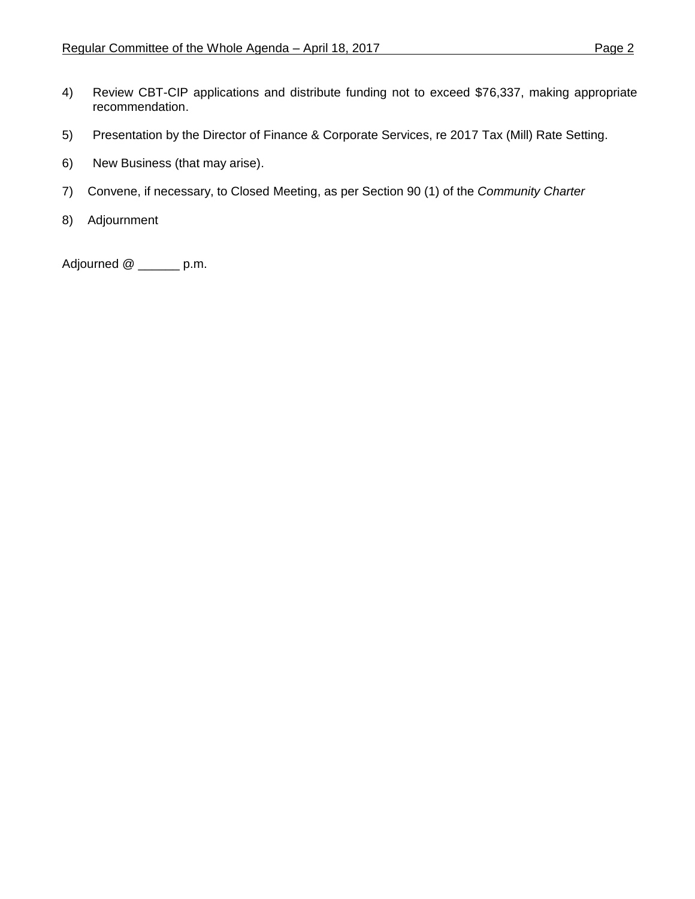4) Review CBT-CIP applications and distribute funding not to exceed $76,337, making appropriate recommendation.

5) Presentation by the Director of Finance & Corporate Services, re 2017 Tax (Mill) Rate Setting.

6) New Business (that may arise).

7) Convene, if necessary, to Closed Meeting, as per Section 90 (1) of the *Community Charter*

8) Adjournment

Adjourned @ ______ p.m.